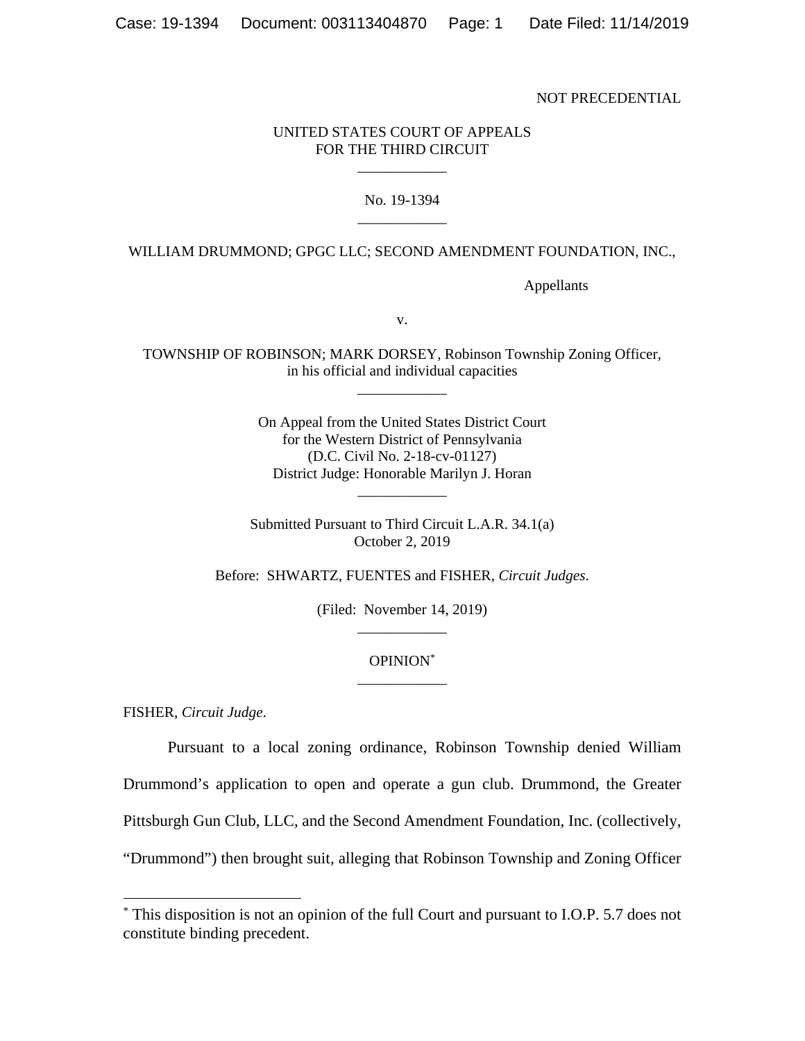NOT PRECEDENTIAL

UNITED STATES COURT OF APPEALS
FOR THE THIRD CIRCUIT

---

No. 19-1394

---

WILLIAM DRUMMOND; GPGC LLC; SECOND AMENDMENT FOUNDATION, INC.,

Appellants

v.

TOWNSHIP OF ROBINSON; MARK DORSEY, Robinson Township Zoning Officer, in his official and individual capacities

---

On Appeal from the United States District Court
for the Western District of Pennsylvania
(D.C. Civil No. 2-18-cv-01127)
District Judge: Honorable Marilyn J. Horan

---

Submitted Pursuant to Third Circuit L.A.R. 34.1(a)
October 2, 2019

Before: SHWARTZ, FUENTES and FISHER, *Circuit Judges*.

(Filed: November 14, 2019)

---

OPINION[*]

---

FISHER, *Circuit Judge*.

Pursuant to a local zoning ordinance, Robinson Township denied William Drummond's application to open and operate a gun club. Drummond, the Greater Pittsburgh Gun Club, LLC, and the Second Amendment Foundation, Inc. (collectively, "Drummond") then brought suit, alleging that Robinson Township and Zoning Officer

---

[*] This disposition is not an opinion of the full Court and pursuant to I.O.P. 5.7 does not constitute binding precedent.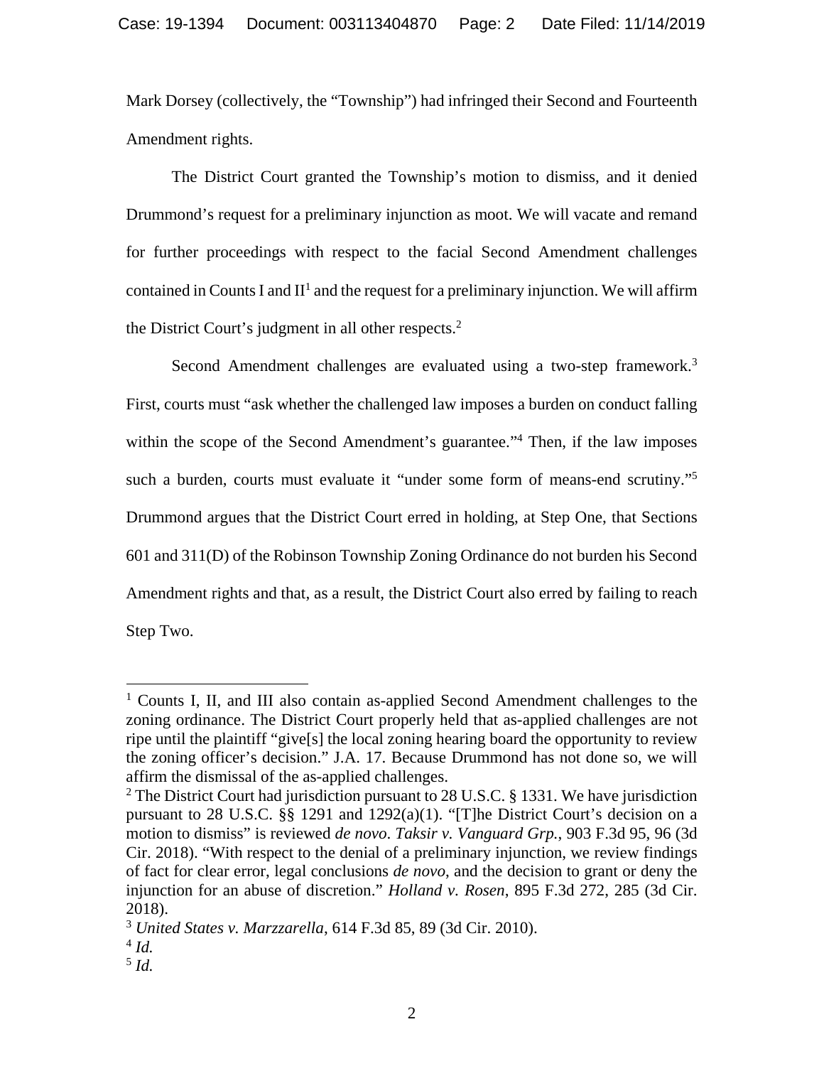Mark Dorsey (collectively, the "Township") had infringed their Second and Fourteenth Amendment rights.

The District Court granted the Township's motion to dismiss, and it denied Drummond's request for a preliminary injunction as moot. We will vacate and remand for further proceedings with respect to the facial Second Amendment challenges contained in Counts I and II[1] and the request for a preliminary injunction. We will affirm the District Court's judgment in all other respects.[2]

Second Amendment challenges are evaluated using a two-step framework.[3] First, courts must "ask whether the challenged law imposes a burden on conduct falling within the scope of the Second Amendment's guarantee."[4] Then, if the law imposes such a burden, courts must evaluate it "under some form of means-end scrutiny."[5] Drummond argues that the District Court erred in holding, at Step One, that Sections 601 and 311(D) of the Robinson Township Zoning Ordinance do not burden his Second Amendment rights and that, as a result, the District Court also erred by failing to reach Step Two.

---

[1] Counts I, II, and III also contain as-applied Second Amendment challenges to the zoning ordinance. The District Court properly held that as-applied challenges are not ripe until the plaintiff "give[s] the local zoning hearing board the opportunity to review the zoning officer's decision." J.A. 17. Because Drummond has not done so, we will affirm the dismissal of the as-applied challenges.

[2] The District Court had jurisdiction pursuant to 28 U.S.C. § 1331. We have jurisdiction pursuant to 28 U.S.C. §§ 1291 and 1292(a)(1). "[T]he District Court's decision on a motion to dismiss" is reviewed *de novo*. *Taksir v. Vanguard Grp.*, 903 F.3d 95, 96 (3d Cir. 2018). "With respect to the denial of a preliminary injunction, we review findings of fact for clear error, legal conclusions *de novo*, and the decision to grant or deny the injunction for an abuse of discretion." *Holland v. Rosen*, 895 F.3d 272, 285 (3d Cir. 2018).

[3] *United States v. Marzzarella*, 614 F.3d 85, 89 (3d Cir. 2010).

[4] *Id.*

[5] *Id.*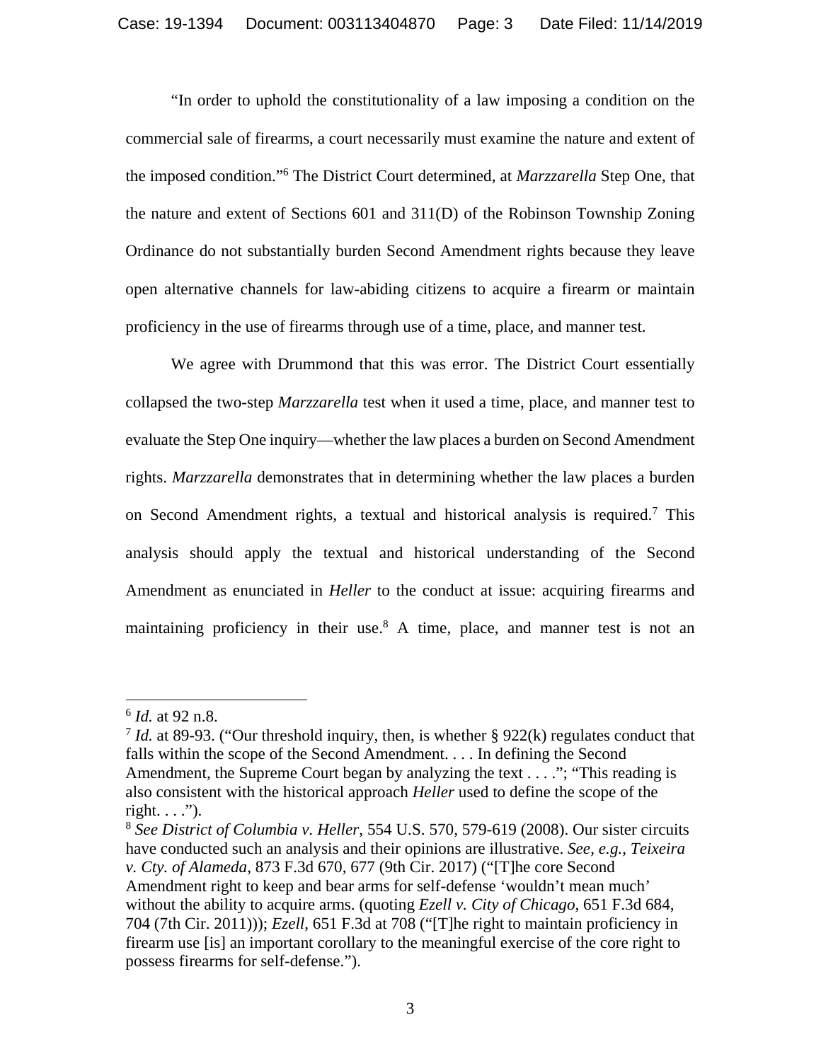"In order to uphold the constitutionality of a law imposing a condition on the commercial sale of firearms, a court necessarily must examine the nature and extent of the imposed condition."[6] The District Court determined, at *Marzzarella* Step One, that the nature and extent of Sections 601 and 311(D) of the Robinson Township Zoning Ordinance do not substantially burden Second Amendment rights because they leave open alternative channels for law-abiding citizens to acquire a firearm or maintain proficiency in the use of firearms through use of a time, place, and manner test.

We agree with Drummond that this was error. The District Court essentially collapsed the two-step *Marzzarella* test when it used a time, place, and manner test to evaluate the Step One inquiry—whether the law places a burden on Second Amendment rights. *Marzzarella* demonstrates that in determining whether the law places a burden on Second Amendment rights, a textual and historical analysis is required.[7] This analysis should apply the textual and historical understanding of the Second Amendment as enunciated in *Heller* to the conduct at issue: acquiring firearms and maintaining proficiency in their use.[8] A time, place, and manner test is not an

---

[6] *Id.* at 92 n.8.

[7] *Id.* at 89-93. ("Our threshold inquiry, then, is whether § 922(k) regulates conduct that falls within the scope of the Second Amendment. . . . In defining the Second Amendment, the Supreme Court began by analyzing the text . . . ."; "This reading is also consistent with the historical approach *Heller* used to define the scope of the right. . . .").

[8] *See District of Columbia v. Heller*, 554 U.S. 570, 579-619 (2008). Our sister circuits have conducted such an analysis and their opinions are illustrative. *See, e.g.*, *Teixeira v. Cty. of Alameda*, 873 F.3d 670, 677 (9th Cir. 2017) ("[T]he core Second Amendment right to keep and bear arms for self-defense 'wouldn't mean much' without the ability to acquire arms. (quoting *Ezell v. City of Chicago*, 651 F.3d 684, 704 (7th Cir. 2011))); *Ezell*, 651 F.3d at 708 ("[T]he right to maintain proficiency in firearm use [is] an important corollary to the meaningful exercise of the core right to possess firearms for self-defense.").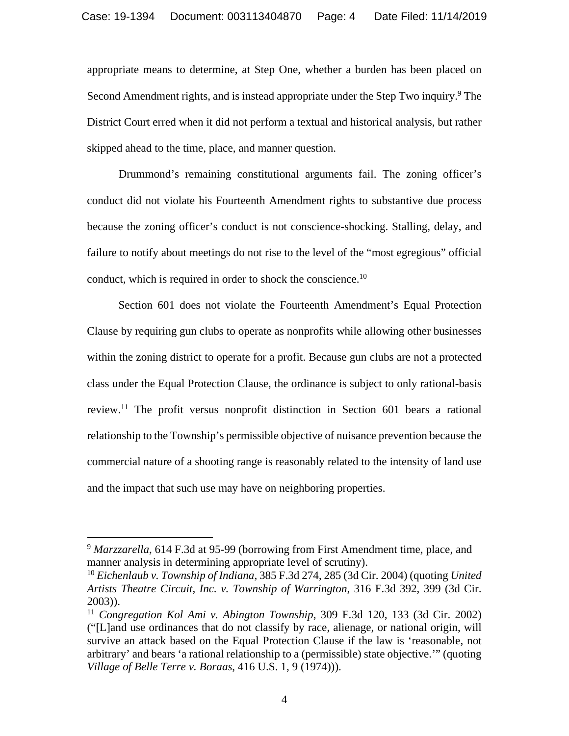appropriate means to determine, at Step One, whether a burden has been placed on Second Amendment rights, and is instead appropriate under the Step Two inquiry.[9] The District Court erred when it did not perform a textual and historical analysis, but rather skipped ahead to the time, place, and manner question.

Drummond's remaining constitutional arguments fail. The zoning officer's conduct did not violate his Fourteenth Amendment rights to substantive due process because the zoning officer's conduct is not conscience-shocking. Stalling, delay, and failure to notify about meetings do not rise to the level of the "most egregious" official conduct, which is required in order to shock the conscience.[10]

Section 601 does not violate the Fourteenth Amendment's Equal Protection Clause by requiring gun clubs to operate as nonprofits while allowing other businesses within the zoning district to operate for a profit. Because gun clubs are not a protected class under the Equal Protection Clause, the ordinance is subject to only rational-basis review.[11] The profit versus nonprofit distinction in Section 601 bears a rational relationship to the Township's permissible objective of nuisance prevention because the commercial nature of a shooting range is reasonably related to the intensity of land use and the impact that such use may have on neighboring properties.

---

[9] *Marzzarella*, 614 F.3d at 95-99 (borrowing from First Amendment time, place, and manner analysis in determining appropriate level of scrutiny).

[10] *Eichenlaub v. Township of Indiana*, 385 F.3d 274, 285 (3d Cir. 2004) (quoting *United Artists Theatre Circuit, Inc. v. Township of Warrington*, 316 F.3d 392, 399 (3d Cir. 2003)).

[11] *Congregation Kol Ami v. Abington Township*, 309 F.3d 120, 133 (3d Cir. 2002) ("[L]and use ordinances that do not classify by race, alienage, or national origin, will survive an attack based on the Equal Protection Clause if the law is 'reasonable, not arbitrary' and bears 'a rational relationship to a (permissible) state objective.'" (quoting *Village of Belle Terre v. Boraas*, 416 U.S. 1, 9 (1974))).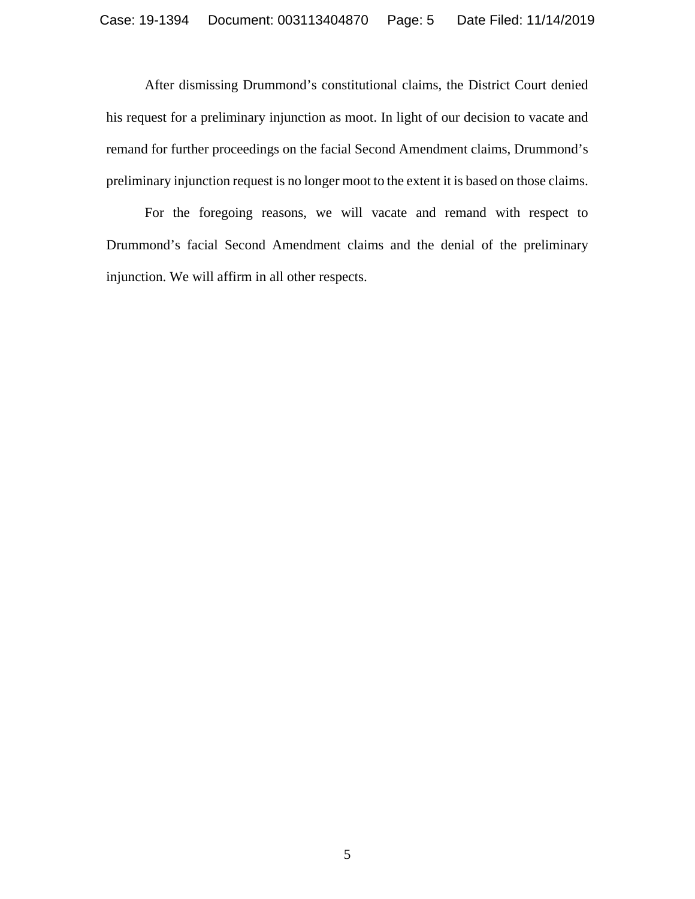After dismissing Drummond's constitutional claims, the District Court denied his request for a preliminary injunction as moot. In light of our decision to vacate and remand for further proceedings on the facial Second Amendment claims, Drummond's preliminary injunction request is no longer moot to the extent it is based on those claims.

For the foregoing reasons, we will vacate and remand with respect to Drummond's facial Second Amendment claims and the denial of the preliminary injunction. We will affirm in all other respects.